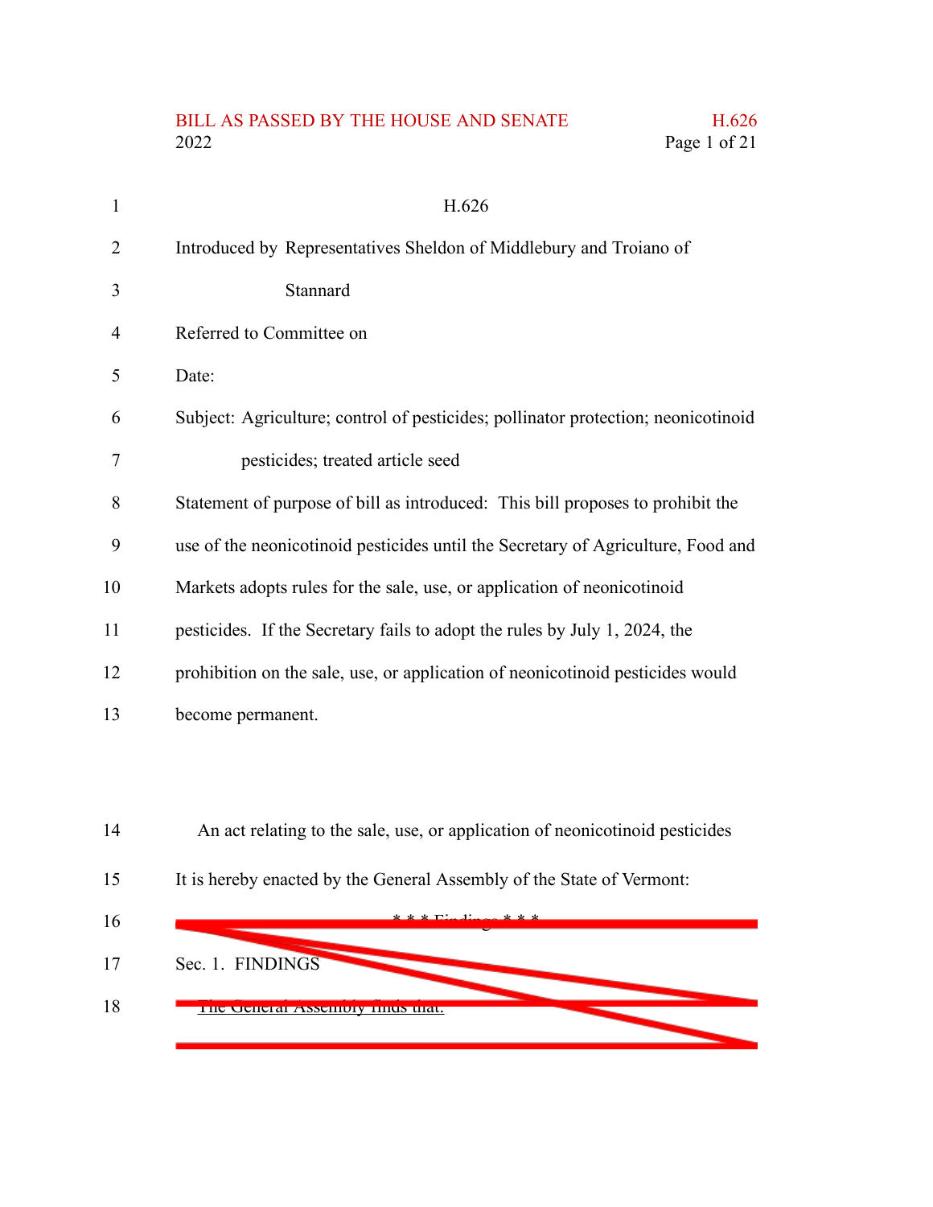H.626

Introduced by Representatives Sheldon of Middlebury and Troiano of Stannard

Referred to Committee on

Date:

Subject: Agriculture; control of pesticides; pollinator protection; neonicotinoid pesticides; treated article seed

Statement of purpose of bill as introduced: This bill proposes to prohibit the use of the neonicotinoid pesticides until the Secretary of Agriculture, Food and Markets adopts rules for the sale, use, or application of neonicotinoid pesticides. If the Secretary fails to adopt the rules by July 1, 2024, the prohibition on the sale, use, or application of neonicotinoid pesticides would become permanent.

An act relating to the sale, use, or application of neonicotinoid pesticides

It is hereby enacted by the General Assembly of the State of Vermont:

~~* * * Findings * * *~~

~~Sec. 1. FINDINGS~~

~~The General Assembly finds that:~~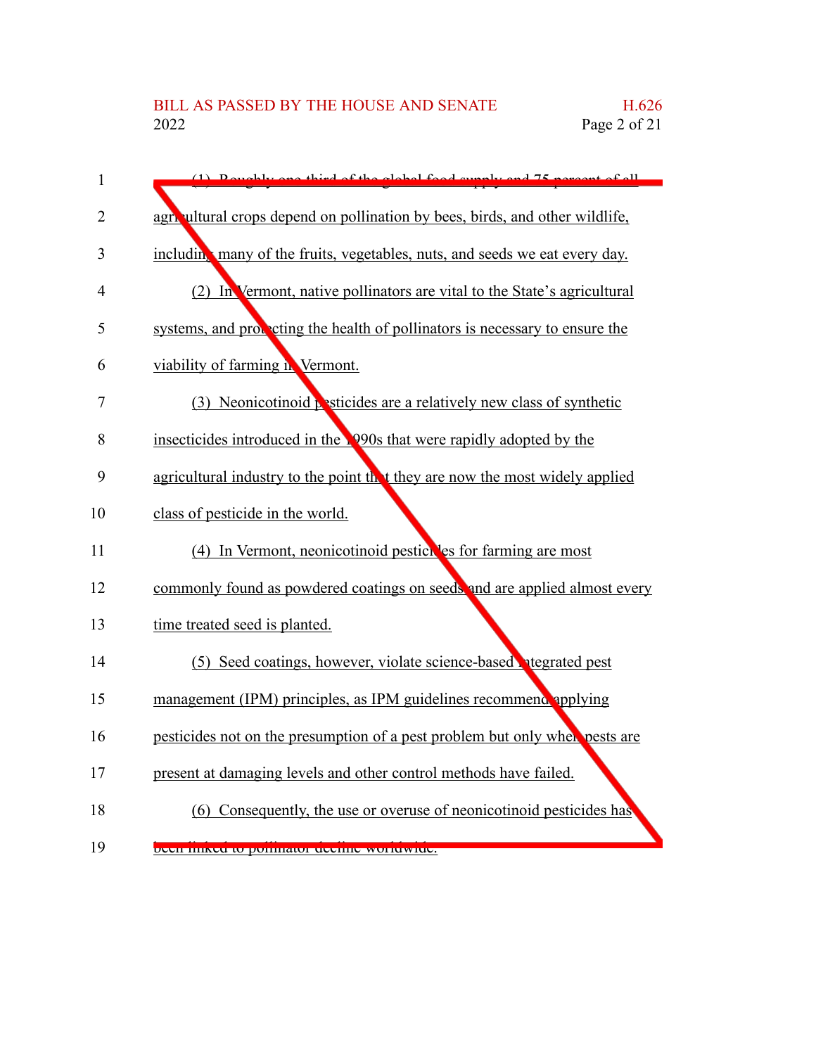(1) Roughly one third of the global food supply and 75 percent of all agricultural crops depend on pollination by bees, birds, and other wildlife, including many of the fruits, vegetables, nuts, and seeds we eat every day.

(2) In Vermont, native pollinators are vital to the State's agricultural systems, and protecting the health of pollinators is necessary to ensure the viability of farming in Vermont.

(3) Neonicotinoid pesticides are a relatively new class of synthetic insecticides introduced in the 1990s that were rapidly adopted by the agricultural industry to the point that they are now the most widely applied class of pesticide in the world.

(4) In Vermont, neonicotinoid pesticides for farming are most commonly found as powdered coatings on seeds and are applied almost every time treated seed is planted.

(5) Seed coatings, however, violate science-based integrated pest management (IPM) principles, as IPM guidelines recommend applying pesticides not on the presumption of a pest problem but only when pests are present at damaging levels and other control methods have failed.

(6) Consequently, the use or overuse of neonicotinoid pesticides has been linked to pollinator decline worldwide.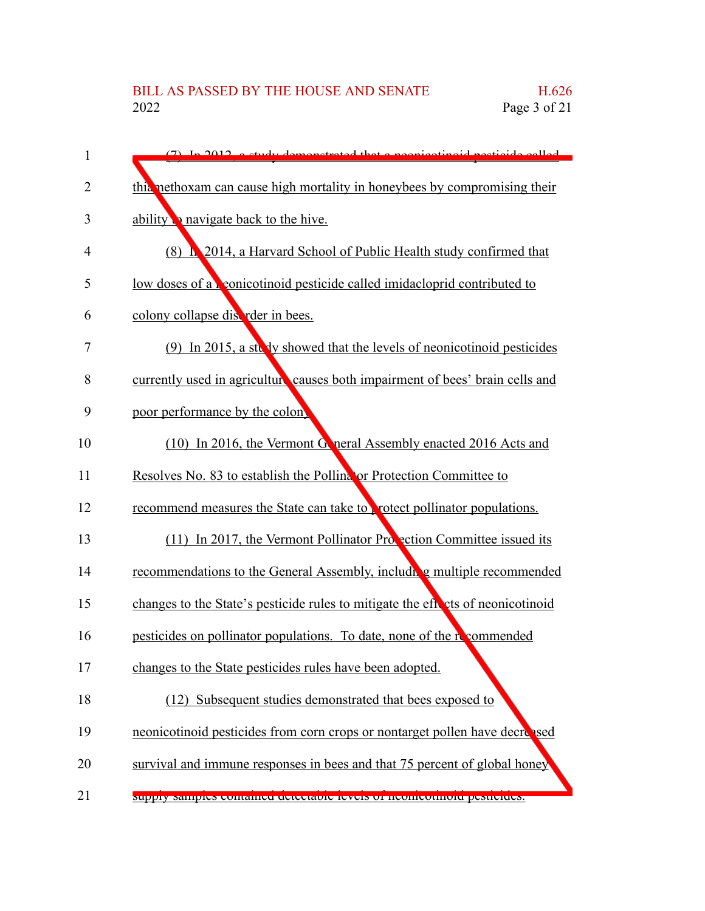(7) In 2012, a study demonstrated that a neonicotinoid pesticide called thiamethoxam can cause high mortality in honeybees by compromising their ability to navigate back to the hive.

(8) In 2014, a Harvard School of Public Health study confirmed that low doses of a neonicotinoid pesticide called imidacloprid contributed to colony collapse disorder in bees.

(9) In 2015, a study showed that the levels of neonicotinoid pesticides currently used in agriculture causes both impairment of bees' brain cells and poor performance by the colony.

(10) In 2016, the Vermont General Assembly enacted 2016 Acts and Resolves No. 83 to establish the Pollinator Protection Committee to recommend measures the State can take to protect pollinator populations.

(11) In 2017, the Vermont Pollinator Protection Committee issued its recommendations to the General Assembly, including multiple recommended changes to the State's pesticide rules to mitigate the effects of neonicotinoid pesticides on pollinator populations. To date, none of the recommended changes to the State pesticides rules have been adopted.

(12) Subsequent studies demonstrated that bees exposed to neonicotinoid pesticides from corn crops or nontarget pollen have decreased survival and immune responses in bees and that 75 percent of global honey supply samples contained detectable levels of neonicotinoid pesticides.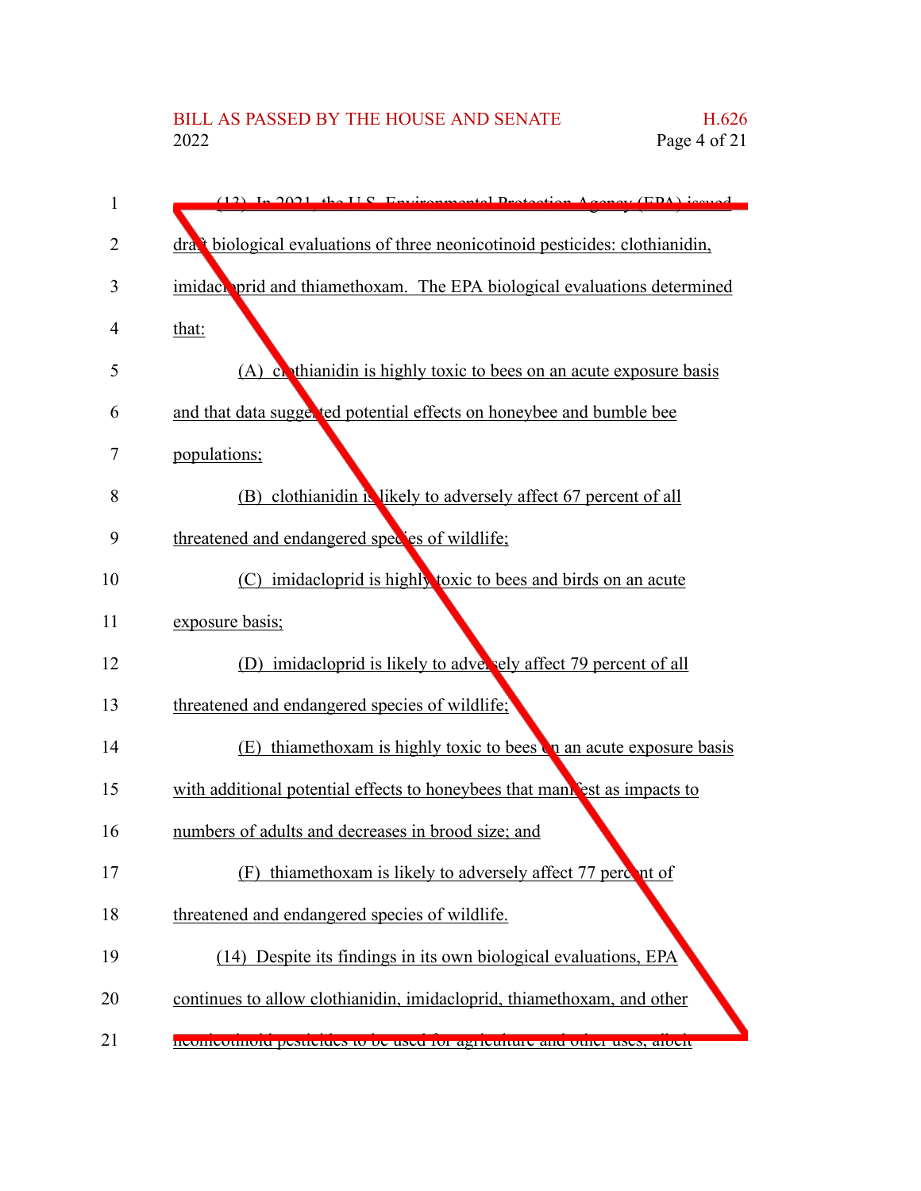(13) In 2021, the U.S. Environmental Protection Agency (EPA) issued draft biological evaluations of three neonicotinoid pesticides: clothianidin, imidacloprid and thiamethoxam. The EPA biological evaluations determined that:

(A) clothianidin is highly toxic to bees on an acute exposure basis and that data suggested potential effects on honeybee and bumble bee populations;

(B) clothianidin is likely to adversely affect 67 percent of all threatened and endangered species of wildlife;

(C) imidacloprid is highly toxic to bees and birds on an acute exposure basis;

(D) imidacloprid is likely to adversely affect 79 percent of all threatened and endangered species of wildlife;

(E) thiamethoxam is highly toxic to bees on an acute exposure basis with additional potential effects to honeybees that manifest as impacts to numbers of adults and decreases in brood size; and

(F) thiamethoxam is likely to adversely affect 77 percent of threatened and endangered species of wildlife.

(14) Despite its findings in its own biological evaluations, EPA continues to allow clothianidin, imidacloprid, thiamethoxam, and other neonicotinoid pesticides to be used for agriculture and other uses, albeit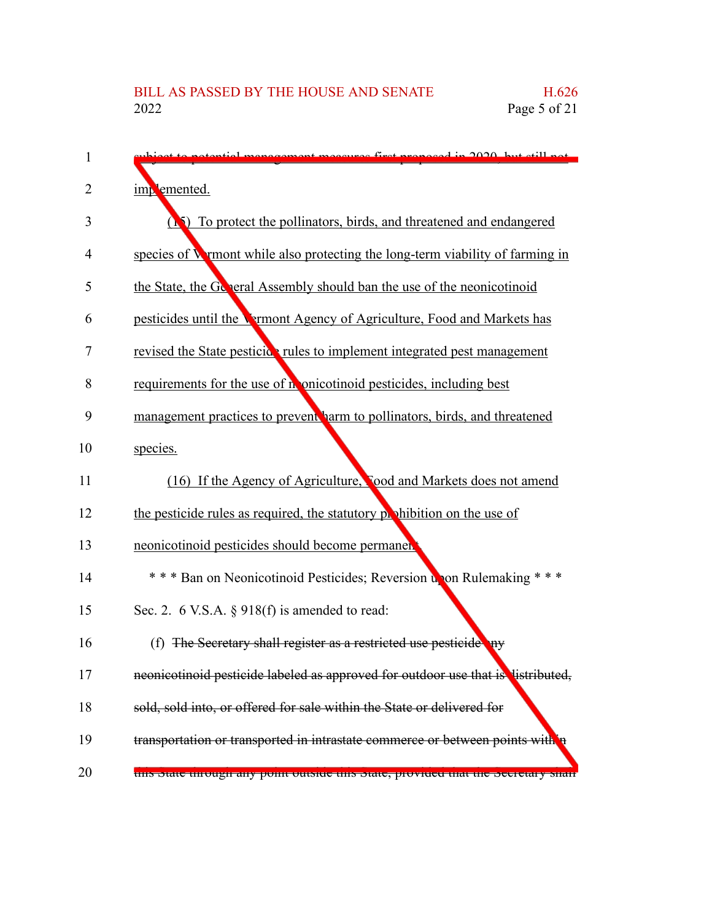subject to potential management measures first proposed in 2020, but still not implemented.

(15) To protect the pollinators, birds, and threatened and endangered species of Vermont while also protecting the long-term viability of farming in the State, the General Assembly should ban the use of the neonicotinoid pesticides until the Vermont Agency of Agriculture, Food and Markets has revised the State pesticide rules to implement integrated pest management requirements for the use of neonicotinoid pesticides, including best management practices to prevent harm to pollinators, birds, and threatened species.

(16) If the Agency of Agriculture, Food and Markets does not amend the pesticide rules as required, the statutory prohibition on the use of neonicotinoid pesticides should become permanent.

\* \* \* Ban on Neonicotinoid Pesticides; Reversion upon Rulemaking \* \* \*

Sec. 2. 6 V.S.A. § 918(f) is amended to read:

(f) ~~The Secretary shall register as a restricted use pesticide any neonicotinoid pesticide labeled as approved for outdoor use that is distributed, sold, sold into, or offered for sale within the State or delivered for transportation or transported in intrastate commerce or between points within this State through any point outside this State; provided that the Secretary shall~~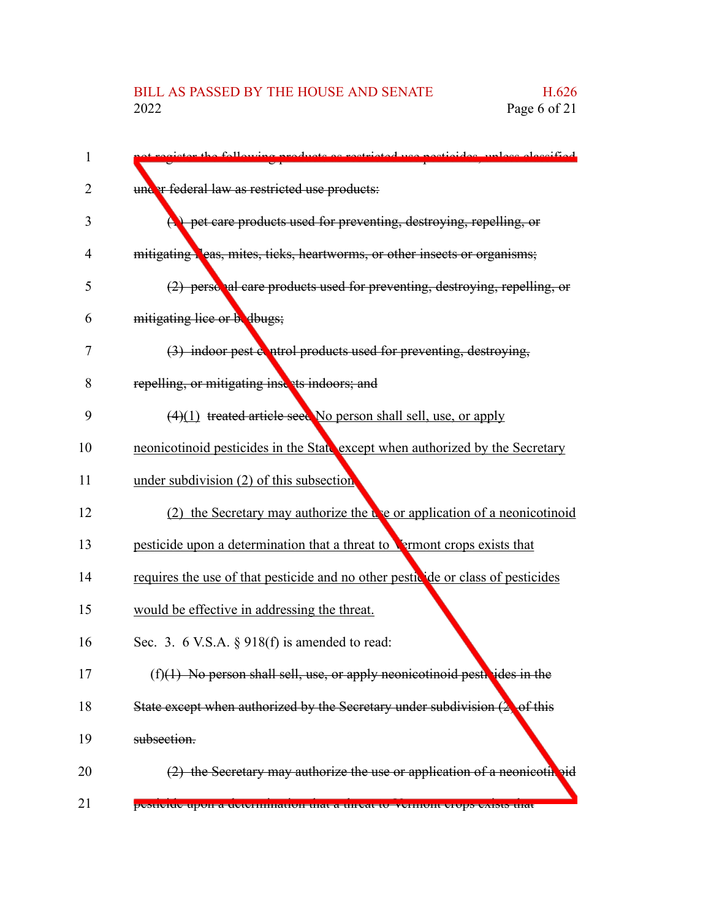~~not register the following products as restricted use pesticides, unless classified under federal law as restricted use products:~~

~~(1) pet care products used for preventing, destroying, repelling, or mitigating fleas, mites, ticks, heartworms, or other insects or organisms;~~

~~(2) personal care products used for preventing, destroying, repelling, or mitigating lice or bedbugs;~~

~~(3) indoor pest control products used for preventing, destroying, repelling, or mitigating insects indoors; and~~

~~(4)~~(1) ~~treated article seed.~~ No person shall sell, use, or apply neonicotinoid pesticides in the State except when authorized by the Secretary under subdivision (2) of this subsection.

(2) the Secretary may authorize the use or application of a neonicotinoid pesticide upon a determination that a threat to Vermont crops exists that requires the use of that pesticide and no other pesticide or class of pesticides would be effective in addressing the threat.

Sec. 3. 6 V.S.A. § 918(f) is amended to read:

(f)~~(1) No person shall sell, use, or apply neonicotinoid pesticides in the State except when authorized by the Secretary under subdivision (2) of this subsection.~~

~~(2) the Secretary may authorize the use or application of a neonicotinoid pesticide upon a determination that a threat to Vermont crops exists that~~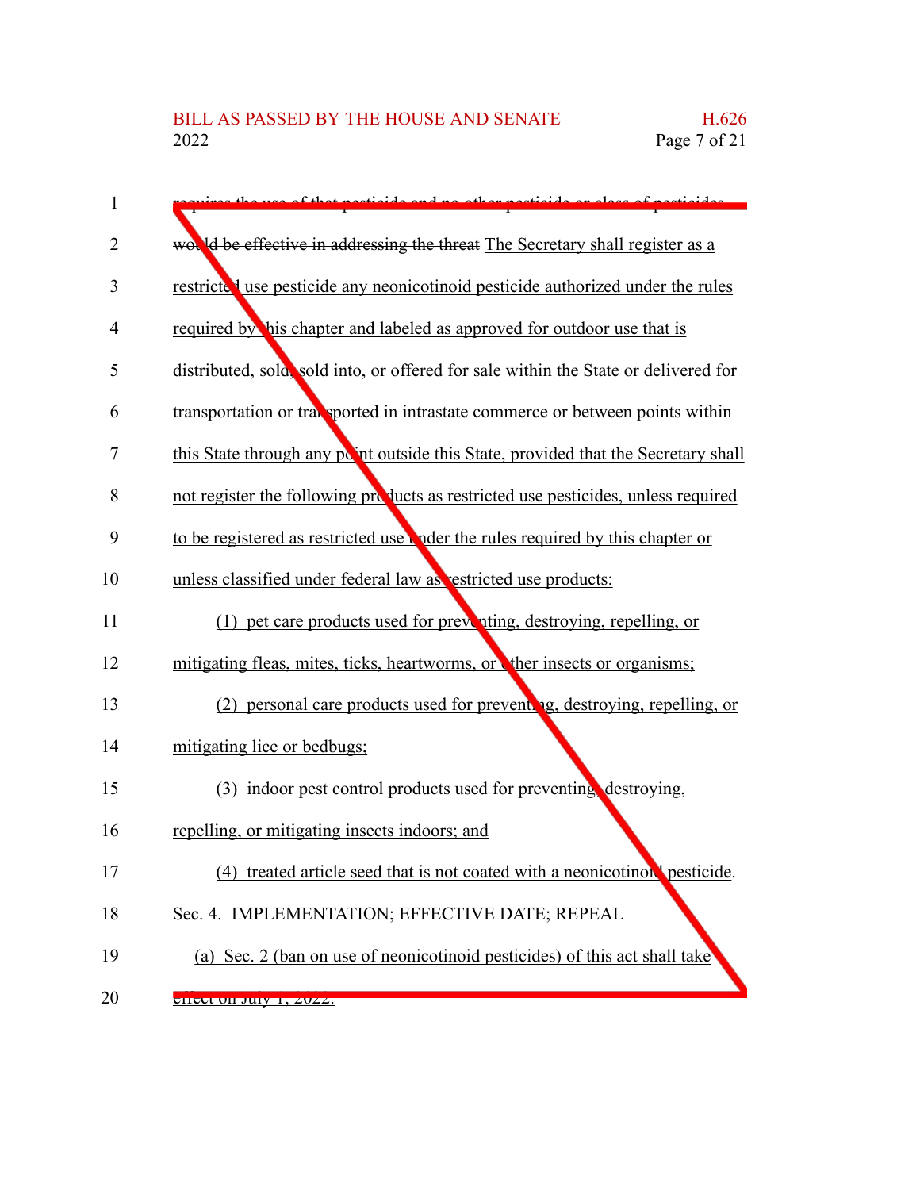requires the use of that pesticide and no other pesticide or class of pesticides would be effective in addressing the threat The Secretary shall register as a restricted use pesticide any neonicotinoid pesticide authorized under the rules required by this chapter and labeled as approved for outdoor use that is distributed, sold, sold into, or offered for sale within the State or delivered for transportation or transported in intrastate commerce or between points within this State through any point outside this State, provided that the Secretary shall not register the following products as restricted use pesticides, unless required to be registered as restricted use under the rules required by this chapter or unless classified under federal law as restricted use products:

(1) pet care products used for preventing, destroying, repelling, or mitigating fleas, mites, ticks, heartworms, or other insects or organisms;

(2) personal care products used for preventing, destroying, repelling, or mitigating lice or bedbugs;

(3) indoor pest control products used for preventing, destroying, repelling, or mitigating insects indoors; and

(4) treated article seed that is not coated with a neonicotinoid pesticide.

Sec. 4. IMPLEMENTATION; EFFECTIVE DATE; REPEAL

(a) Sec. 2 (ban on use of neonicotinoid pesticides) of this act shall take effect on July 1, 2022.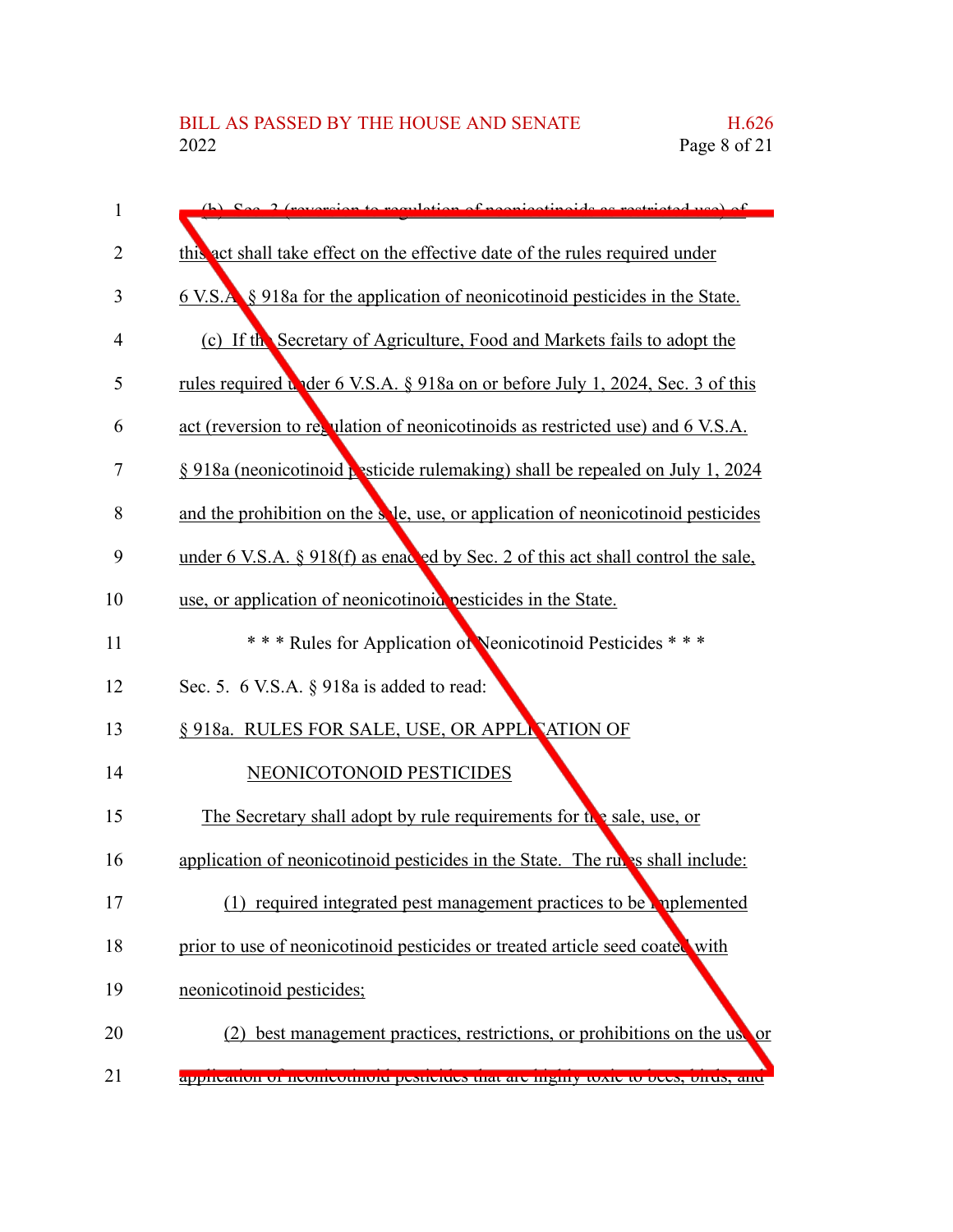(b) Sec. 3 (reversion to regulation of neonicotinoids as restricted use) of this act shall take effect on the effective date of the rules required under 6 V.S.A. § 918a for the application of neonicotinoid pesticides in the State.

(c) If the Secretary of Agriculture, Food and Markets fails to adopt the rules required under 6 V.S.A. § 918a on or before July 1, 2024, Sec. 3 of this act (reversion to regulation of neonicotinoids as restricted use) and 6 V.S.A. § 918a (neonicotinoid pesticide rulemaking) shall be repealed on July 1, 2024 and the prohibition on the sale, use, or application of neonicotinoid pesticides under 6 V.S.A. § 918(f) as enacted by Sec. 2 of this act shall control the sale, use, or application of neonicotinoid pesticides in the State.

\* \* \* Rules for Application of Neonicotinoid Pesticides \* \* \*

Sec. 5. 6 V.S.A. § 918a is added to read:

§ 918a. RULES FOR SALE, USE, OR APPLICATION OF NEONICOTONOID PESTICIDES

The Secretary shall adopt by rule requirements for the sale, use, or application of neonicotinoid pesticides in the State. The rules shall include:

(1) required integrated pest management practices to be implemented prior to use of neonicotinoid pesticides or treated article seed coated with neonicotinoid pesticides;

(2) best management practices, restrictions, or prohibitions on the use or application of neonicotinoid pesticides that are highly toxic to bees, birds, and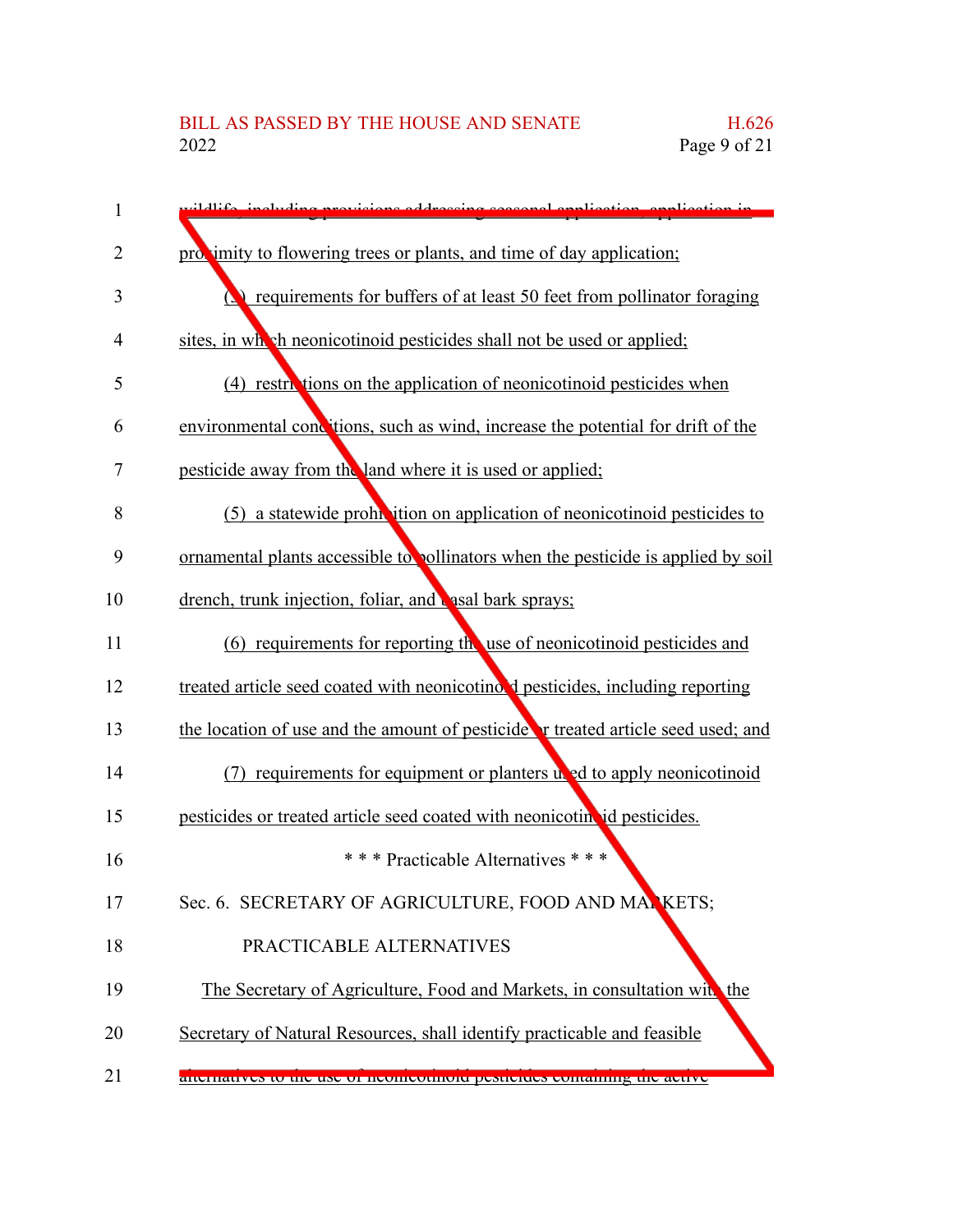wildlife, including provisions addressing seasonal application, application in proximity to flowering trees or plants, and time of day application;

(3) requirements for buffers of at least 50 feet from pollinator foraging sites, in which neonicotinoid pesticides shall not be used or applied;

(4) restrictions on the application of neonicotinoid pesticides when environmental conditions, such as wind, increase the potential for drift of the pesticide away from the land where it is used or applied;

(5) a statewide prohibition on application of neonicotinoid pesticides to ornamental plants accessible to pollinators when the pesticide is applied by soil drench, trunk injection, foliar, and basal bark sprays;

(6) requirements for reporting the use of neonicotinoid pesticides and treated article seed coated with neonicotinoid pesticides, including reporting the location of use and the amount of pesticide or treated article seed used; and

(7) requirements for equipment or planters used to apply neonicotinoid pesticides or treated article seed coated with neonicotinoid pesticides.

\* \* \* Practicable Alternatives \* \* \*

Sec. 6. SECRETARY OF AGRICULTURE, FOOD AND MARKETS; PRACTICABLE ALTERNATIVES

The Secretary of Agriculture, Food and Markets, in consultation with the Secretary of Natural Resources, shall identify practicable and feasible alternatives to the use of neonicotinoid pesticides containing the active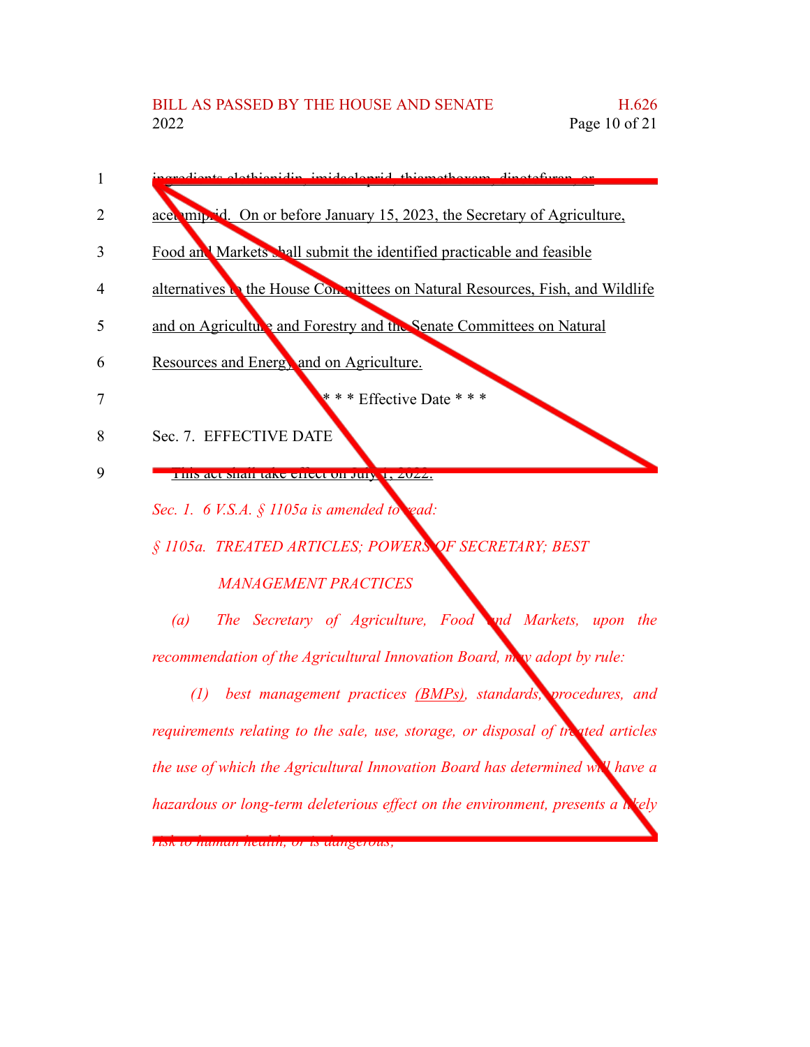1 ingredients clothianidin, imidacloprid, thiamethoxam, dinotefuran, or

2 acetamiprid. On or before January 15, 2023, the Secretary of Agriculture,

3 Food and Markets shall submit the identified practicable and feasible

4 alternatives to the House Committees on Natural Resources, Fish, and Wildlife

5 and on Agriculture and Forestry and the Senate Committees on Natural

6 Resources and Energy and on Agriculture.

7 \* \* \* Effective Date \* \* \*

8 Sec. 7. EFFECTIVE DATE

9 This act shall take effect on July 1, 2022.

*Sec. 1. 6 V.S.A. § 1105a is amended to read:*

*§ 1105a. TREATED ARTICLES; POWERS OF SECRETARY; BEST MANAGEMENT PRACTICES*

*(a) The Secretary of Agriculture, Food and Markets, upon the recommendation of the Agricultural Innovation Board, may adopt by rule:*

*(1) best management practices (BMPs), standards, procedures, and requirements relating to the sale, use, storage, or disposal of treated articles the use of which the Agricultural Innovation Board has determined will have a hazardous or long-term deleterious effect on the environment, presents a likely risk to human health, or is dangerous;*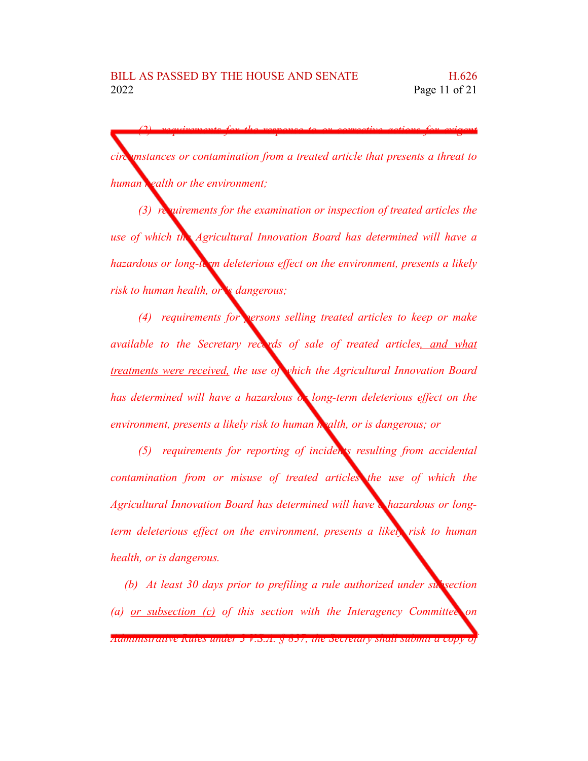*(2) requirements for the response to or corrective actions for exigent circumstances or contamination from a treated article that presents a threat to human health or the environment;*

*(3) requirements for the examination or inspection of treated articles the use of which the Agricultural Innovation Board has determined will have a hazardous or long-term deleterious effect on the environment, presents a likely risk to human health, or is dangerous;*

*(4) requirements for persons selling treated articles to keep or make available to the Secretary records of sale of treated articles, and what treatments were received, the use of which the Agricultural Innovation Board has determined will have a hazardous or long-term deleterious effect on the environment, presents a likely risk to human health, or is dangerous; or*

*(5) requirements for reporting of incidents resulting from accidental contamination from or misuse of treated articles the use of which the Agricultural Innovation Board has determined will have a hazardous or long-term deleterious effect on the environment, presents a likely risk to human health, or is dangerous.*

*(b) At least 30 days prior to prefiling a rule authorized under subsection (a) or subsection (c) of this section with the Interagency Committee on Administrative Rules under 3 V.S.A. § 837, the Secretary shall submit a copy of*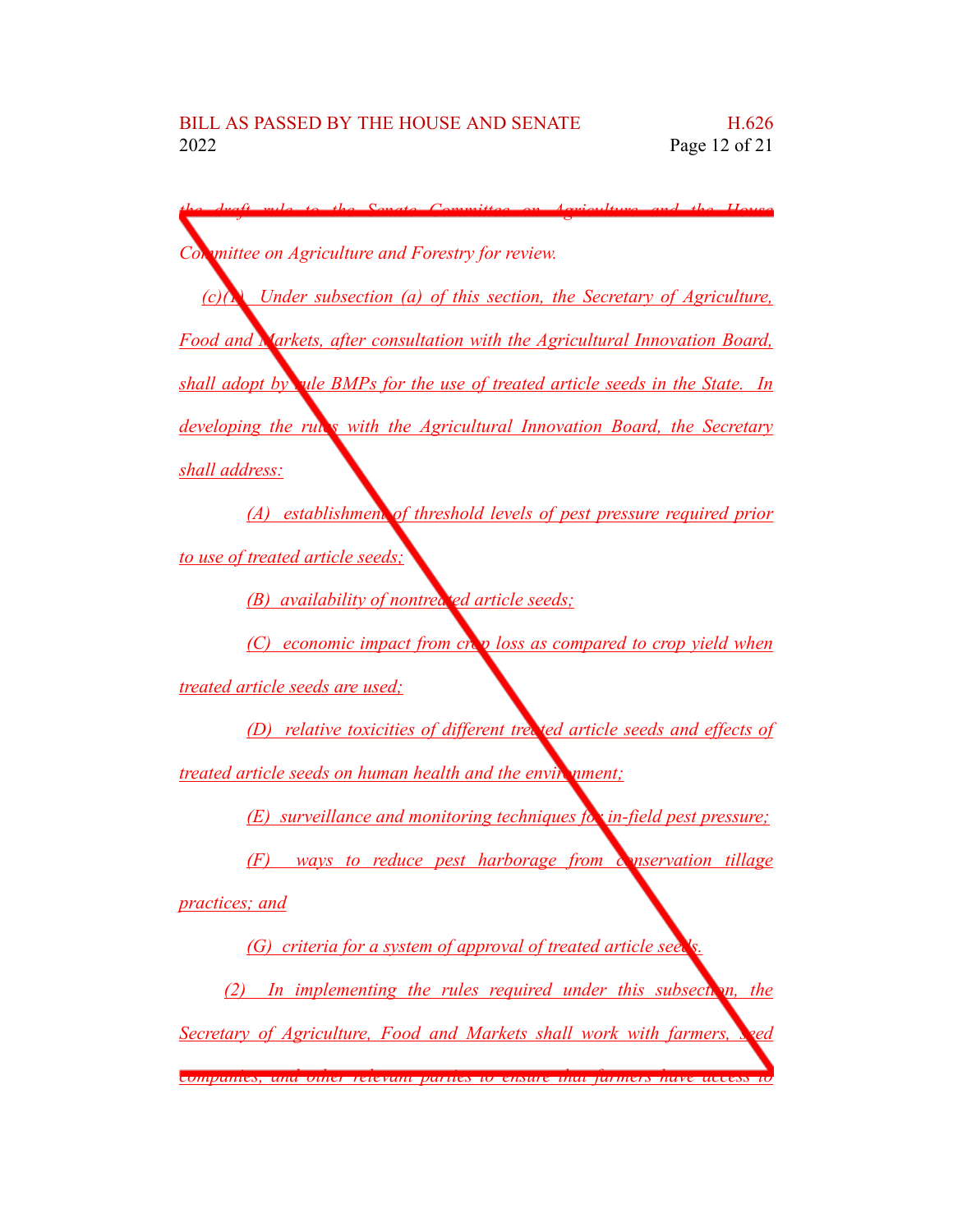*the draft rule to the Senate Committee on Agriculture and the House Committee on Agriculture and Forestry for review.*

*(c)(1) Under subsection (a) of this section, the Secretary of Agriculture, Food and Markets, after consultation with the Agricultural Innovation Board, shall adopt by rule BMPs for the use of treated article seeds in the State. In developing the rules with the Agricultural Innovation Board, the Secretary shall address:*

*(A) establishment of threshold levels of pest pressure required prior to use of treated article seeds;*

*(B) availability of nontreated article seeds;*

*(C) economic impact from crop loss as compared to crop yield when treated article seeds are used;*

*(D) relative toxicities of different treated article seeds and effects of treated article seeds on human health and the environment;*

*(E) surveillance and monitoring techniques for in-field pest pressure;*

*(F) ways to reduce pest harborage from conservation tillage practices; and*

*(G) criteria for a system of approval of treated article seeds.*

*(2) In implementing the rules required under this subsection, the Secretary of Agriculture, Food and Markets shall work with farmers, seed companies, and other relevant parties to ensure that farmers have access to*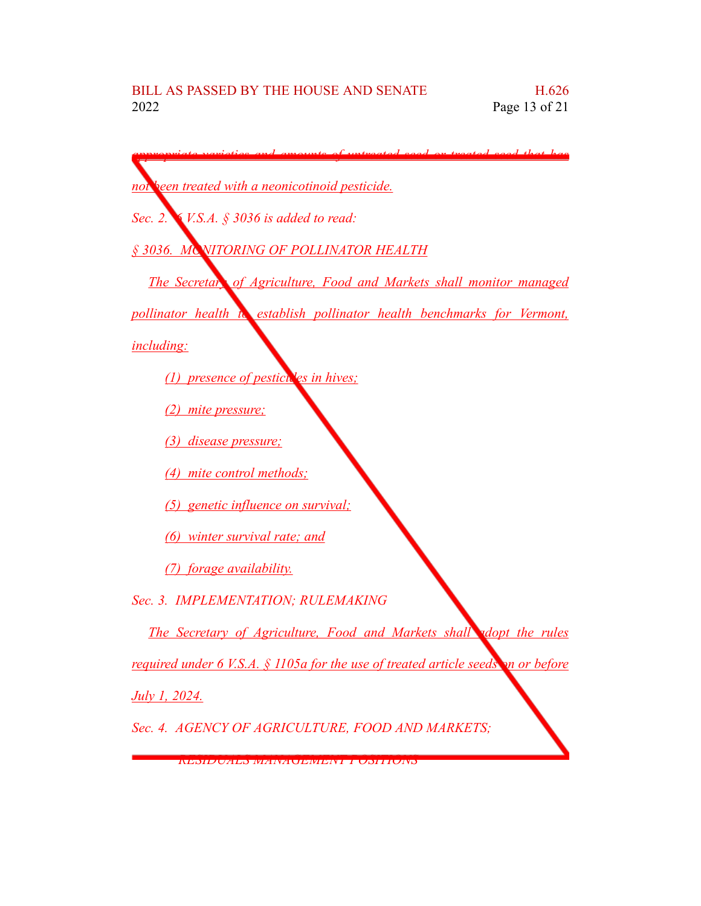appropriate varieties and amounts of untreated seed or treated seed that has not been treated with a neonicotinoid pesticide.

Sec. 2. 6 V.S.A. § 3036 is added to read:

§ 3036. MONITORING OF POLLINATOR HEALTH

The Secretary of Agriculture, Food and Markets shall monitor managed pollinator health to establish pollinator health benchmarks for Vermont, including:

(1) presence of pesticides in hives;

(2) mite pressure;

(3) disease pressure;

(4) mite control methods;

(5) genetic influence on survival;

(6) winter survival rate; and

(7) forage availability.

Sec. 3. IMPLEMENTATION; RULEMAKING

The Secretary of Agriculture, Food and Markets shall adopt the rules required under 6 V.S.A. § 1105a for the use of treated article seeds on or before July 1, 2024.

Sec. 4. AGENCY OF AGRICULTURE, FOOD AND MARKETS; RESIDUALS MANAGEMENT POSITIONS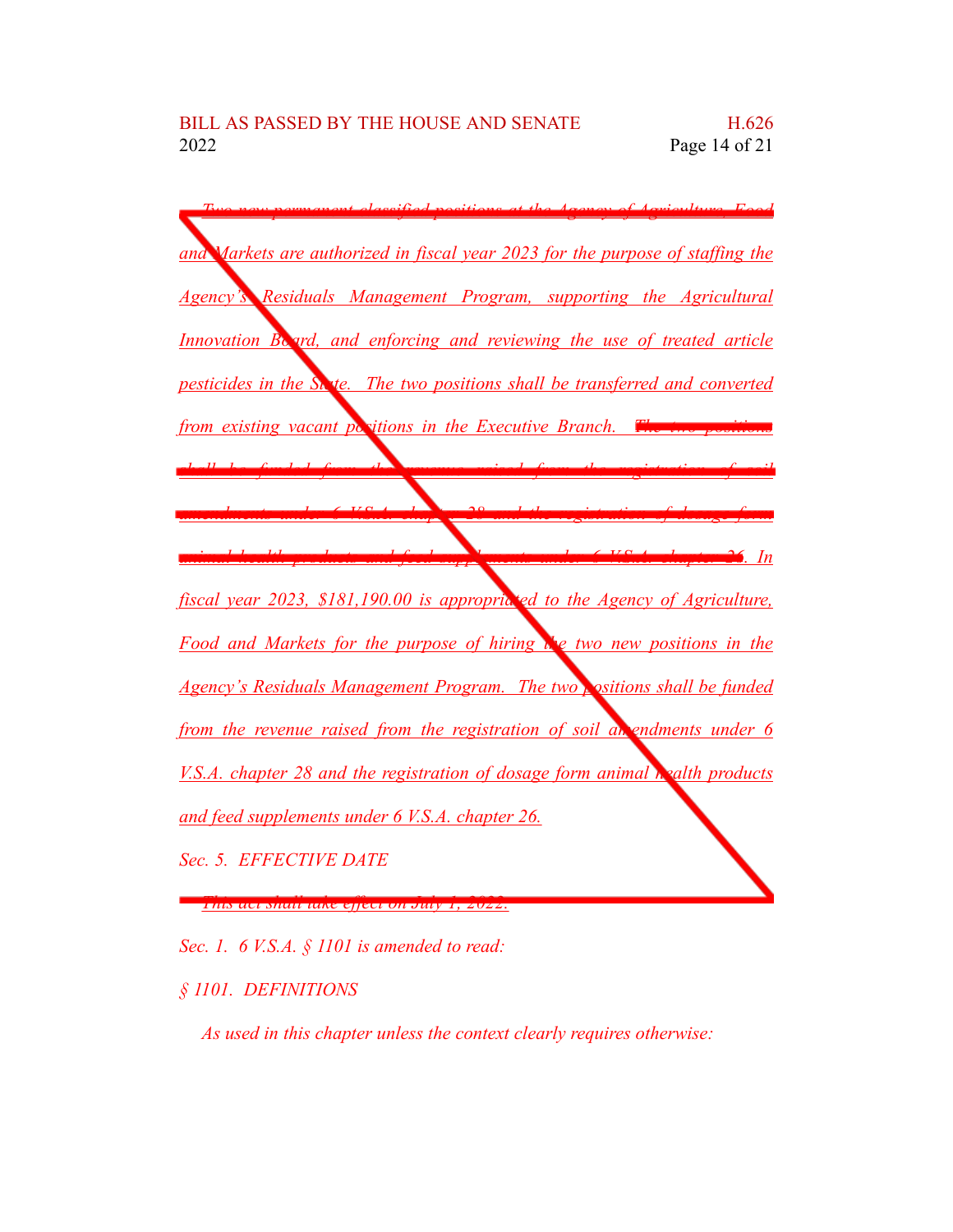~~Two new permanent classified positions at the Agency of Agriculture, Food and Markets are authorized in fiscal year 2023 for the purpose of staffing the Agency's Residuals Management Program, supporting the Agricultural Innovation Board, and enforcing and reviewing the use of treated article pesticides in the State. The two positions shall be transferred and converted from existing vacant positions in the Executive Branch. The two positions shall be funded from the revenue raised from the registration of soil amendments under 6 V.S.A. chapter 28 and the registration of dosage form animal health products and feed supplements under 6 V.S.A. chapter 26. In fiscal year 2023, $181,190.00 is appropriated to the Agency of Agriculture, Food and Markets for the purpose of hiring the two new positions in the Agency's Residuals Management Program. The two positions shall be funded from the revenue raised from the registration of soil amendments under 6 V.S.A. chapter 28 and the registration of dosage form animal health products and feed supplements under 6 V.S.A. chapter 26.~~

~~*Sec. 5. EFFECTIVE DATE*~~

~~This act shall take effect on July 1, 2022.~~

*Sec. 1. 6 V.S.A. § 1101 is amended to read:*

*§ 1101. DEFINITIONS*

*As used in this chapter unless the context clearly requires otherwise:*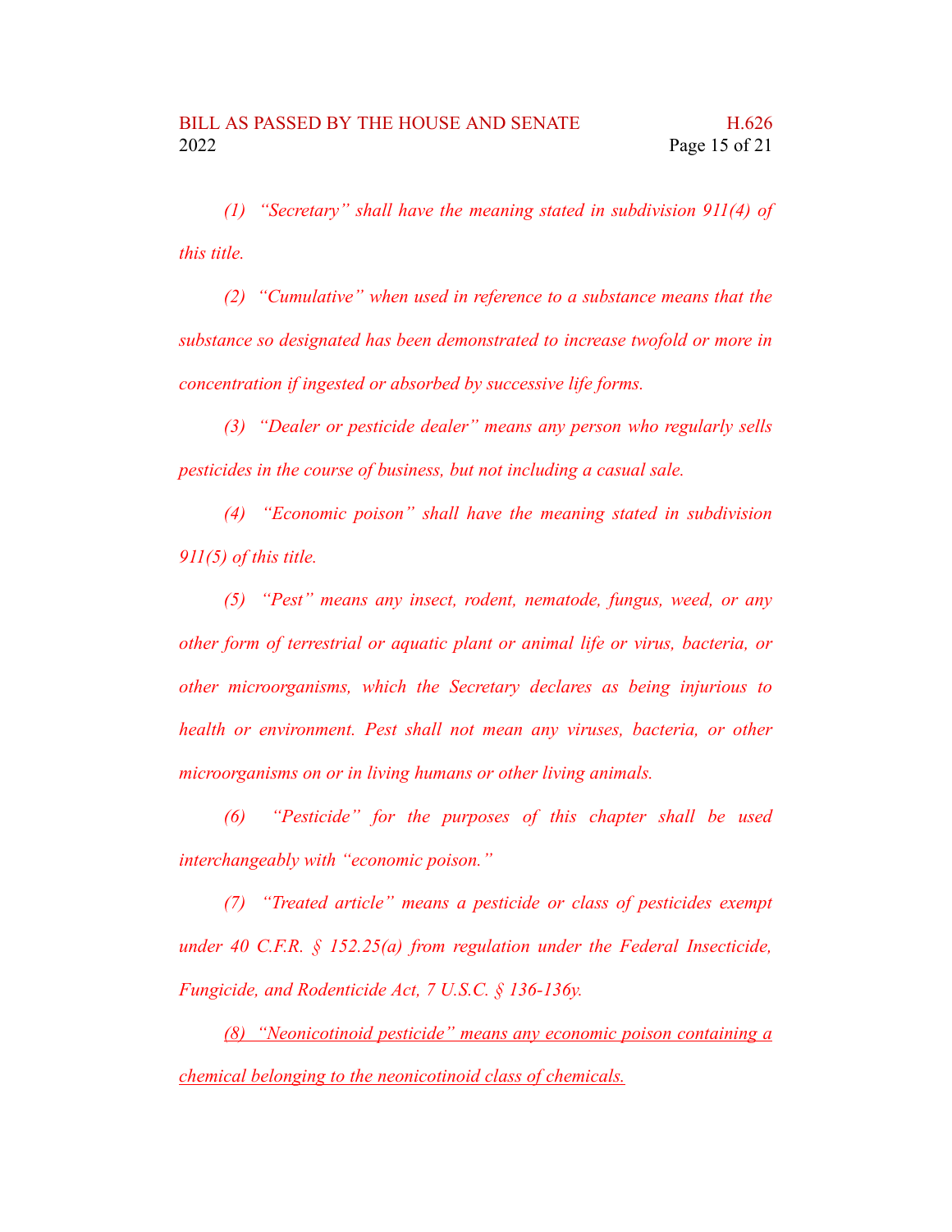*(1) "Secretary" shall have the meaning stated in subdivision 911(4) of this title.*

*(2) "Cumulative" when used in reference to a substance means that the substance so designated has been demonstrated to increase twofold or more in concentration if ingested or absorbed by successive life forms.*

*(3) "Dealer or pesticide dealer" means any person who regularly sells pesticides in the course of business, but not including a casual sale.*

*(4) "Economic poison" shall have the meaning stated in subdivision 911(5) of this title.*

*(5) "Pest" means any insect, rodent, nematode, fungus, weed, or any other form of terrestrial or aquatic plant or animal life or virus, bacteria, or other microorganisms, which the Secretary declares as being injurious to health or environment. Pest shall not mean any viruses, bacteria, or other microorganisms on or in living humans or other living animals.*

*(6) "Pesticide" for the purposes of this chapter shall be used interchangeably with "economic poison."*

*(7) "Treated article" means a pesticide or class of pesticides exempt under 40 C.F.R. § 152.25(a) from regulation under the Federal Insecticide, Fungicide, and Rodenticide Act, 7 U.S.C. § 136-136y.*

<u>*(8) "Neonicotinoid pesticide" means any economic poison containing a chemical belonging to the neonicotinoid class of chemicals.*</u>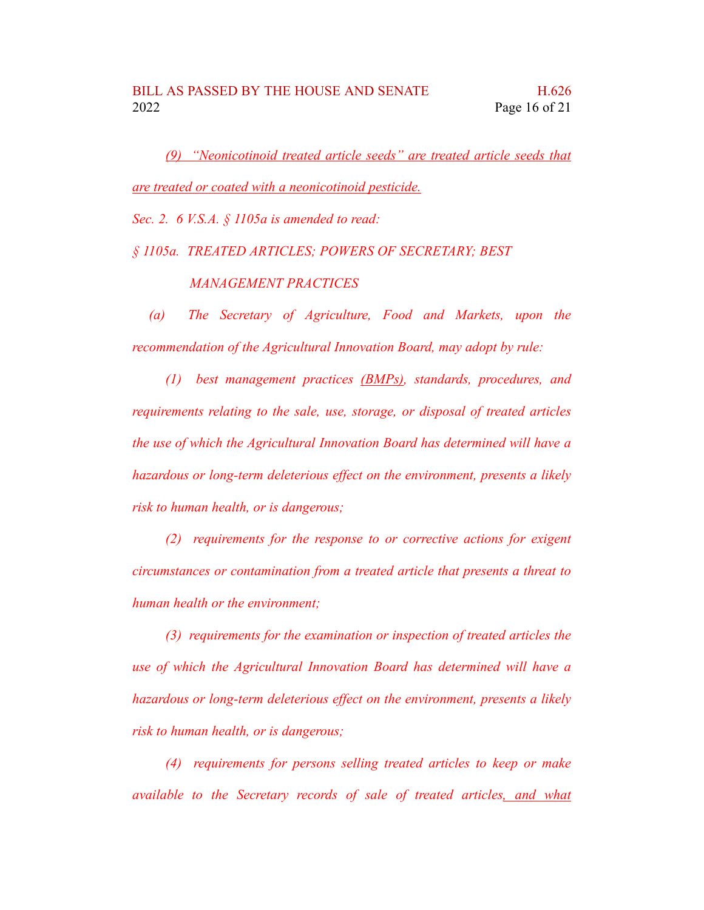*(9) "Neonicotinoid treated article seeds" are treated article seeds that are treated or coated with a neonicotinoid pesticide.*

*Sec. 2. 6 V.S.A. § 1105a is amended to read:*

*§ 1105a. TREATED ARTICLES; POWERS OF SECRETARY; BEST MANAGEMENT PRACTICES*

*(a) The Secretary of Agriculture, Food and Markets, upon the recommendation of the Agricultural Innovation Board, may adopt by rule:*

*(1) best management practices (BMPs), standards, procedures, and requirements relating to the sale, use, storage, or disposal of treated articles the use of which the Agricultural Innovation Board has determined will have a hazardous or long-term deleterious effect on the environment, presents a likely risk to human health, or is dangerous;*

*(2) requirements for the response to or corrective actions for exigent circumstances or contamination from a treated article that presents a threat to human health or the environment;*

*(3) requirements for the examination or inspection of treated articles the use of which the Agricultural Innovation Board has determined will have a hazardous or long-term deleterious effect on the environment, presents a likely risk to human health, or is dangerous;*

*(4) requirements for persons selling treated articles to keep or make available to the Secretary records of sale of treated articles, and what*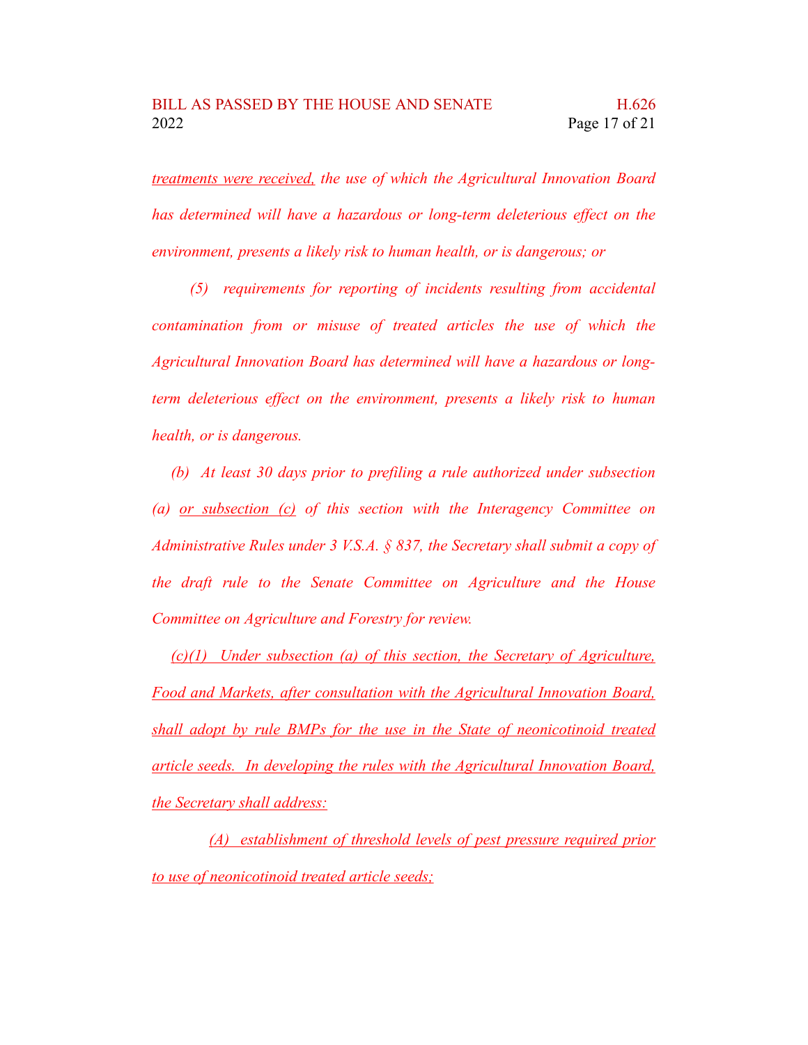*treatments were received, the use of which the Agricultural Innovation Board has determined will have a hazardous or long-term deleterious effect on the environment, presents a likely risk to human health, or is dangerous; or*

*(5) requirements for reporting of incidents resulting from accidental contamination from or misuse of treated articles the use of which the Agricultural Innovation Board has determined will have a hazardous or long-term deleterious effect on the environment, presents a likely risk to human health, or is dangerous.*

*(b) At least 30 days prior to prefiling a rule authorized under subsection (a) or subsection (c) of this section with the Interagency Committee on Administrative Rules under 3 V.S.A. § 837, the Secretary shall submit a copy of the draft rule to the Senate Committee on Agriculture and the House Committee on Agriculture and Forestry for review.*

*(c)(1) Under subsection (a) of this section, the Secretary of Agriculture, Food and Markets, after consultation with the Agricultural Innovation Board, shall adopt by rule BMPs for the use in the State of neonicotinoid treated article seeds. In developing the rules with the Agricultural Innovation Board, the Secretary shall address:*

*(A) establishment of threshold levels of pest pressure required prior to use of neonicotinoid treated article seeds;*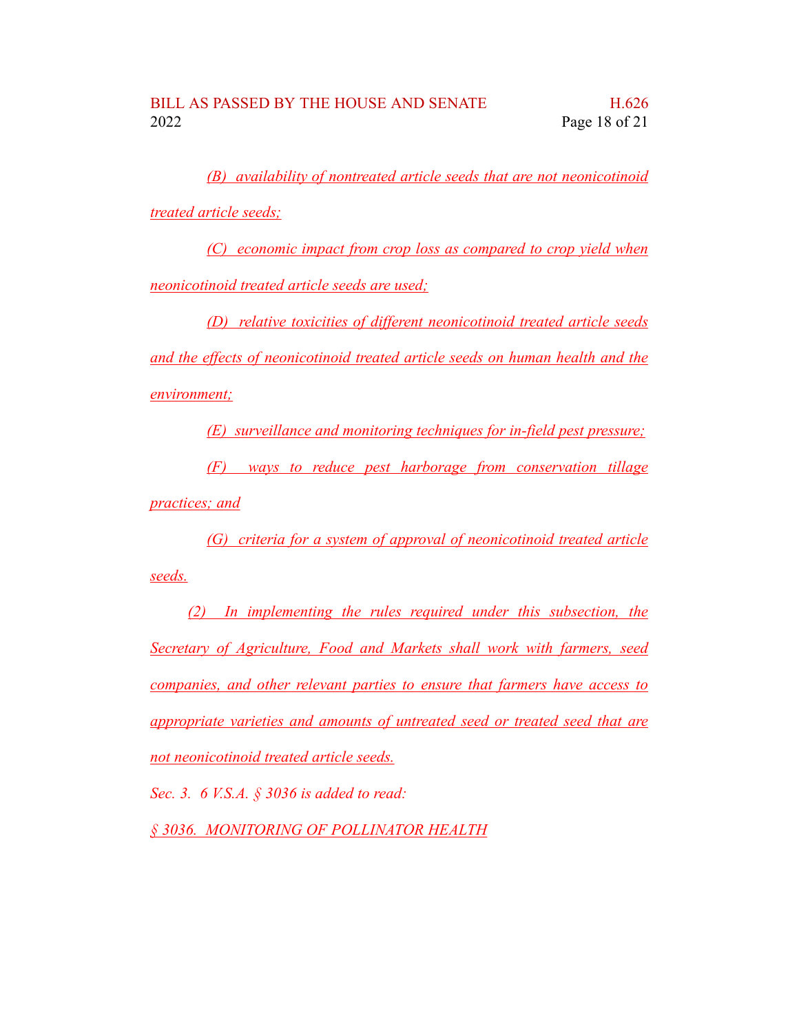*(B) availability of nontreated article seeds that are not neonicotinoid treated article seeds;*

*(C) economic impact from crop loss as compared to crop yield when neonicotinoid treated article seeds are used;*

*(D) relative toxicities of different neonicotinoid treated article seeds and the effects of neonicotinoid treated article seeds on human health and the environment;*

*(E) surveillance and monitoring techniques for in-field pest pressure;*

*(F) ways to reduce pest harborage from conservation tillage practices; and*

*(G) criteria for a system of approval of neonicotinoid treated article seeds.*

*(2) In implementing the rules required under this subsection, the Secretary of Agriculture, Food and Markets shall work with farmers, seed companies, and other relevant parties to ensure that farmers have access to appropriate varieties and amounts of untreated seed or treated seed that are not neonicotinoid treated article seeds.*

*Sec. 3. 6 V.S.A. § 3036 is added to read:*

*§ 3036. MONITORING OF POLLINATOR HEALTH*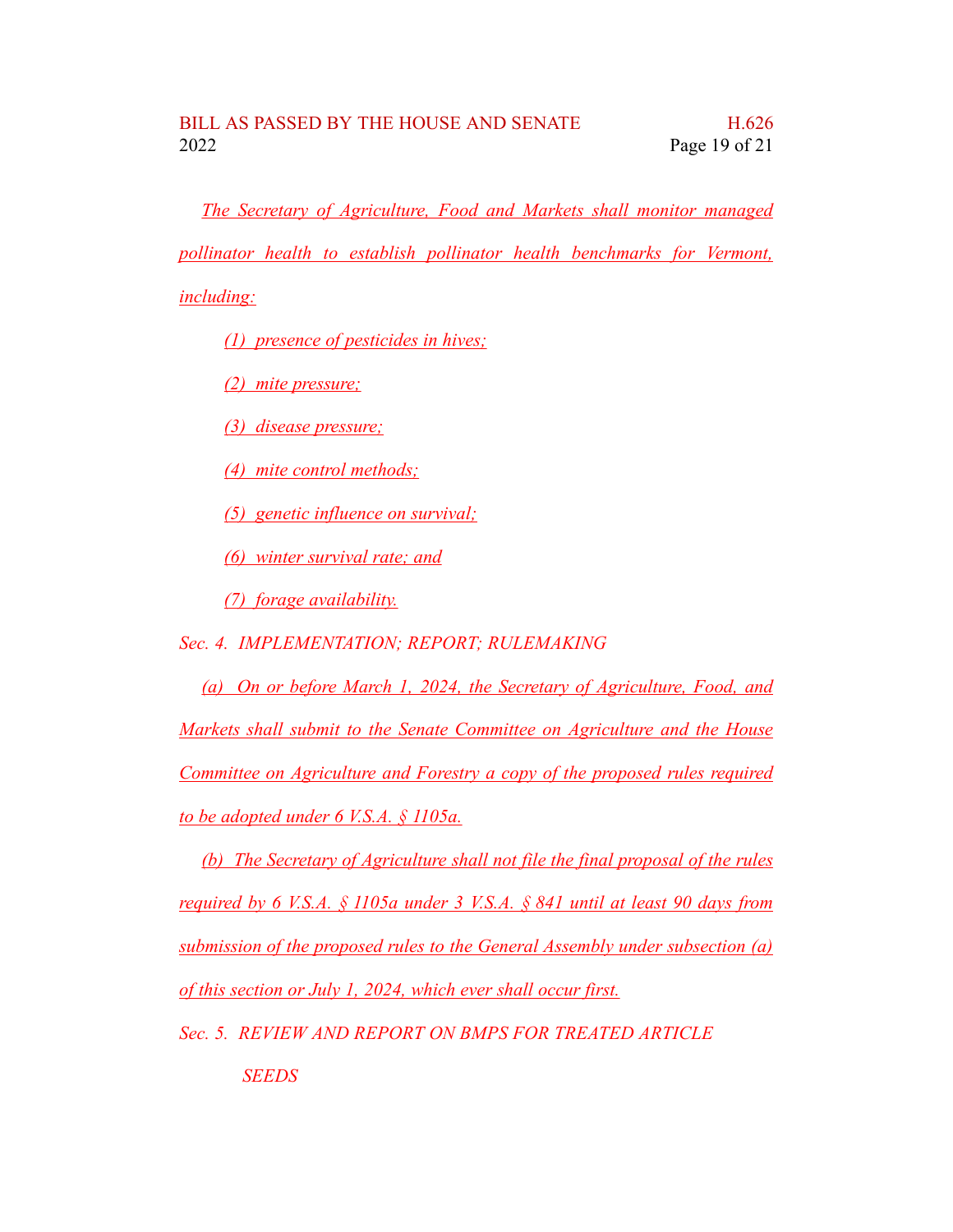*The Secretary of Agriculture, Food and Markets shall monitor managed pollinator health to establish pollinator health benchmarks for Vermont, including:*

*(1) presence of pesticides in hives;*

*(2) mite pressure;*

*(3) disease pressure;*

*(4) mite control methods;*

*(5) genetic influence on survival;*

*(6) winter survival rate; and*

*(7) forage availability.*

*Sec. 4. IMPLEMENTATION; REPORT; RULEMAKING*

*(a) On or before March 1, 2024, the Secretary of Agriculture, Food, and Markets shall submit to the Senate Committee on Agriculture and the House Committee on Agriculture and Forestry a copy of the proposed rules required to be adopted under 6 V.S.A. § 1105a.*

*(b) The Secretary of Agriculture shall not file the final proposal of the rules required by 6 V.S.A. § 1105a under 3 V.S.A. § 841 until at least 90 days from submission of the proposed rules to the General Assembly under subsection (a) of this section or July 1, 2024, which ever shall occur first.*

*Sec. 5. REVIEW AND REPORT ON BMPS FOR TREATED ARTICLE SEEDS*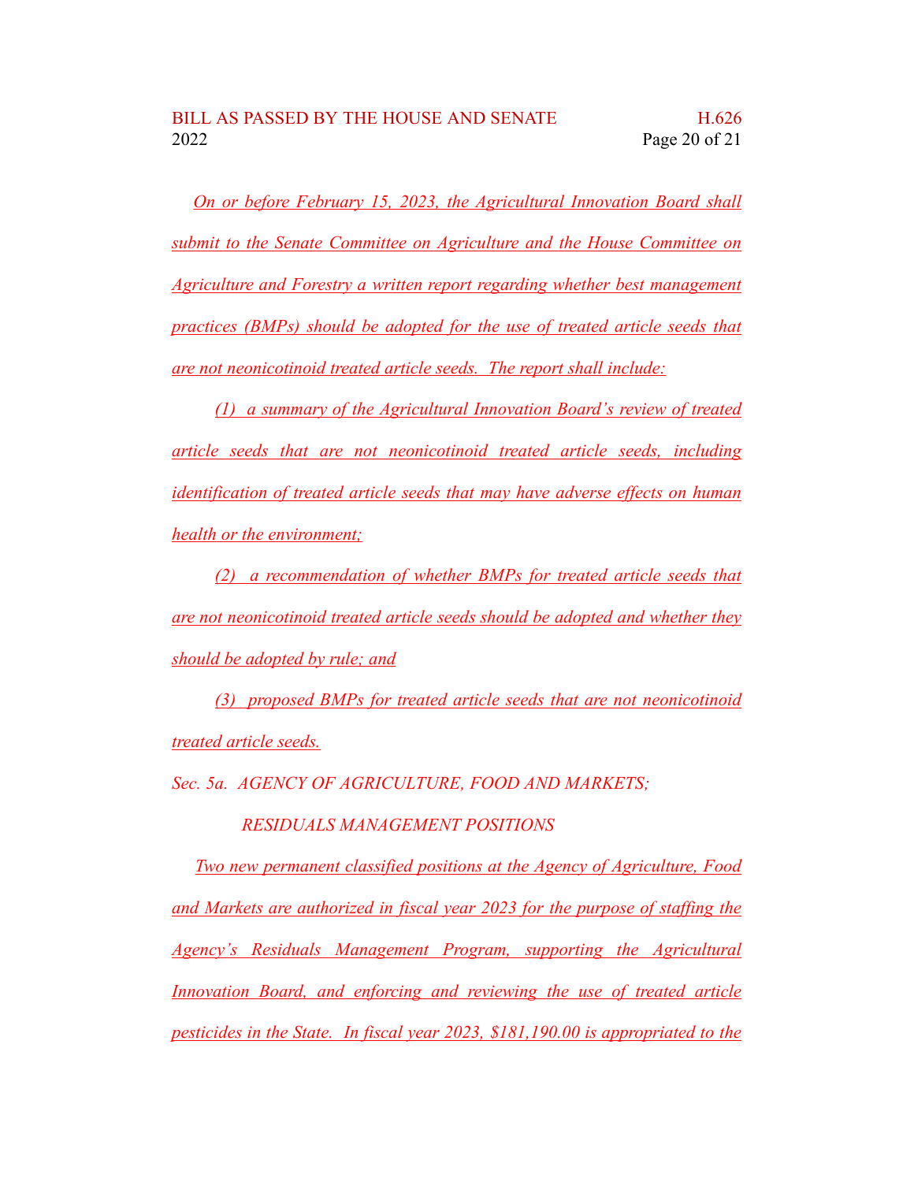*On or before February 15, 2023, the Agricultural Innovation Board shall submit to the Senate Committee on Agriculture and the House Committee on Agriculture and Forestry a written report regarding whether best management practices (BMPs) should be adopted for the use of treated article seeds that are not neonicotinoid treated article seeds. The report shall include:*

*(1) a summary of the Agricultural Innovation Board's review of treated article seeds that are not neonicotinoid treated article seeds, including identification of treated article seeds that may have adverse effects on human health or the environment;*

*(2) a recommendation of whether BMPs for treated article seeds that are not neonicotinoid treated article seeds should be adopted and whether they should be adopted by rule; and*

*(3) proposed BMPs for treated article seeds that are not neonicotinoid treated article seeds.*

*Sec. 5a. AGENCY OF AGRICULTURE, FOOD AND MARKETS; RESIDUALS MANAGEMENT POSITIONS*

*Two new permanent classified positions at the Agency of Agriculture, Food and Markets are authorized in fiscal year 2023 for the purpose of staffing the Agency's Residuals Management Program, supporting the Agricultural Innovation Board, and enforcing and reviewing the use of treated article pesticides in the State. In fiscal year 2023, $181,190.00 is appropriated to the*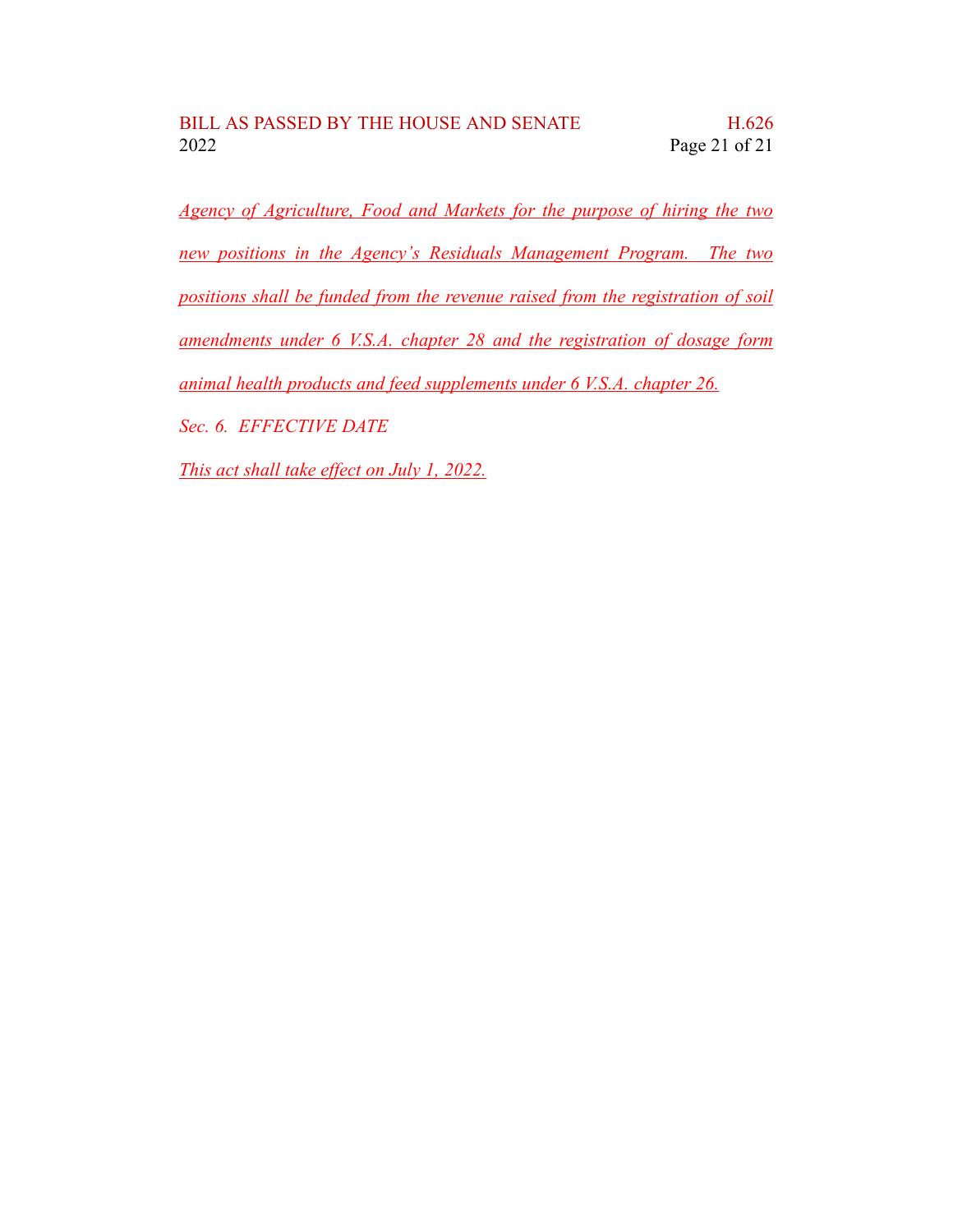*Agency of Agriculture, Food and Markets for the purpose of hiring the two new positions in the Agency's Residuals Management Program. The two positions shall be funded from the revenue raised from the registration of soil amendments under 6 V.S.A. chapter 28 and the registration of dosage form animal health products and feed supplements under 6 V.S.A. chapter 26.*

*Sec. 6. EFFECTIVE DATE*

*This act shall take effect on July 1, 2022.*